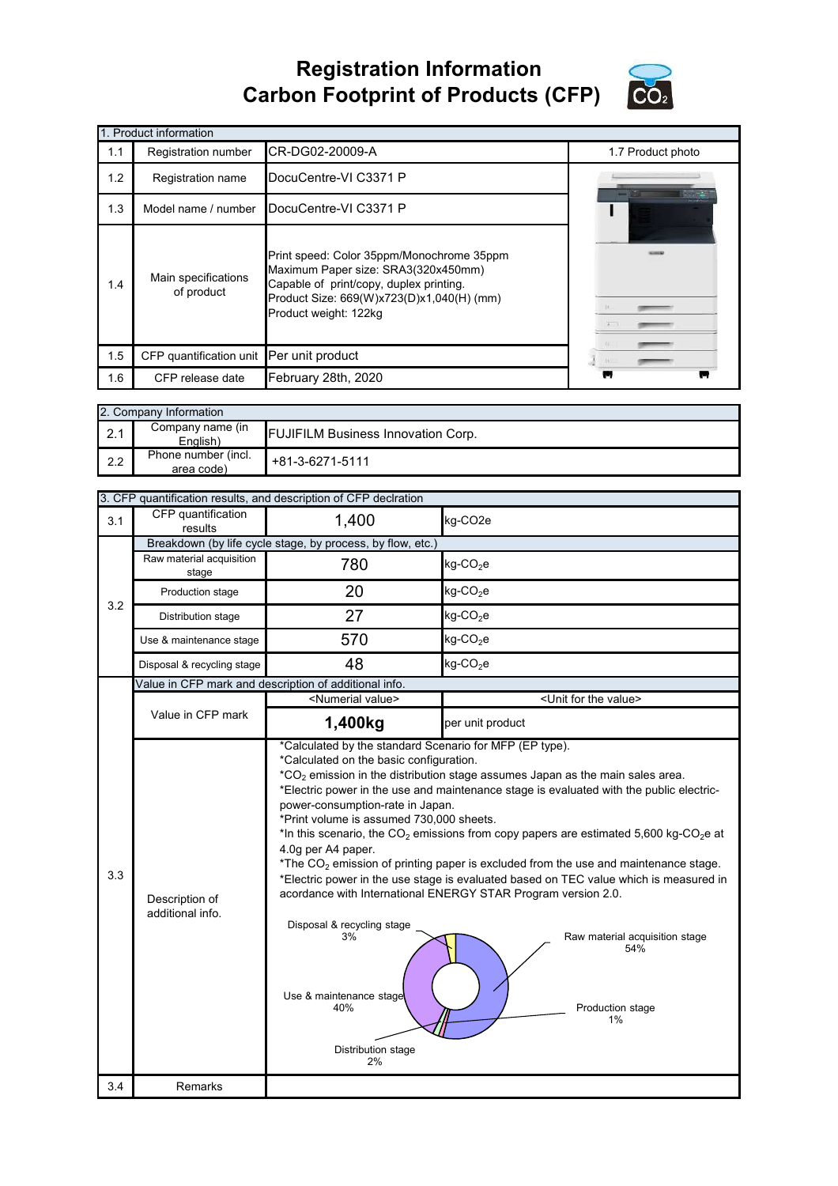# Registration Information
# Carbon Footprint of Products (CFP)

| 1. Product information | | | |
|---|---|---|---|
| 1.1 | Registration number | CR-DG02-20009-A | 1.7 Product photo |
| 1.2 | Registration name | DocuCentre-VI C3371 P | |
| 1.3 | Model name / number | DocuCentre-VI C3371 P | |
| 1.4 | Main specifications of product | Print speed: Color 35ppm/Monochrome 35ppm<br>Maximum Paper size: SRA3(320x450mm)<br>Capable of print/copy, duplex printing.<br>Product Size: 669(W)x723(D)x1,040(H) (mm)<br>Product weight: 122kg | |
| 1.5 | CFP quantification unit | Per unit product | |
| 1.6 | CFP release date | February 28th, 2020 | |

| 2. Company Information | | |
|---|---|---|
| 2.1 | Company name (in English) | FUJIFILM Business Innovation Corp. |
| 2.2 | Phone number (incl. area code) | +81-3-6271-5111 |

| 3. CFP quantification results, and description of CFP declration | | | |
|---|---|---|---|
| 3.1 | CFP quantification results | 1,400 | kg-CO2e |
| 3.2 | Breakdown (by life cycle stage, by process, by flow, etc.) | | |
| | Raw material acquisition stage | 780 | kg-$CO_2$e |
| | Production stage | 20 | kg-$CO_2$e |
| | Distribution stage | 27 | kg-$CO_2$e |
| | Use & maintenance stage | 570 | kg-$CO_2$e |
| | Disposal & recycling stage | 48 | kg-$CO_2$e |
| 3.3 | Value in CFP mark and description of additional info. | | |
| | Value in CFP mark | <Numerial value> | <Unit for the value> |
| | | **1,400kg** | per unit product |
| | Description of additional info. | *Calculated by the standard Scenario for MFP (EP type).<br>*Calculated on the basic configuration.<br>*$CO_2$ emission in the distribution stage assumes Japan as the main sales area.<br>*Electric power in the use and maintenance stage is evaluated with the public electric-power-consumption-rate in Japan.<br>*Print volume is assumed 730,000 sheets.<br>*In this scenario, the $CO_2$ emissions from copy papers are estimated 5,600 kg-$CO_2$e at 4.0g per A4 paper.<br>*The $CO_2$ emission of printing paper is excluded from the use and maintenance stage.<br>*Electric power in the use stage is evaluated based on TEC value which is measured in acordance with International ENERGY STAR Program version 2.0. | |
| 3.4 | Remarks | | |

Disposal & recycling stage 3%
Raw material acquisition stage 54%
Use & maintenance stage 40%
Production stage 1%
Distribution stage 2%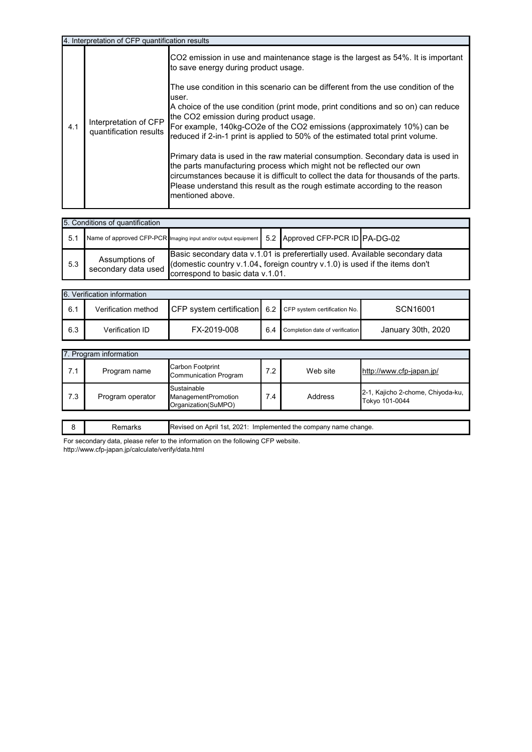## 4. Interpretation of CFP quantification results

| | | |
|---|---|---|
| 4.1 | Interpretation of CFP quantification results | $CO_2$ emission in use and maintenance stage is the largest as 54%. It is important to save energy during product usage.<br><br>The use condition in this scenario can be different from the use condition of the user.<br>A choice of the use condition (print mode, print conditions and so on) can reduce the $CO_2$ emission during product usage.<br>For example, 140kg-$CO_2$e of the $CO_2$ emissions (approximately 10%) can be reduced if 2-in-1 print is applied to 50% of the estimated total print volume.<br><br>Primary data is used in the raw material consumption. Secondary data is used in the parts manufacturing process which might not be reflected our own circumstances because it is difficult to collect the data for thousands of the parts. Please understand this result as the rough estimate according to the reason mentioned above. |

## 5. Conditions of quantification

| | | | | | |
|---|---|---|---|---|---|
| 5.1 | Name of approved CFP-PCR | Imaging input and/or output equipment | 5.2 | Approved CFP-PCR ID | PA-DG-02 |
| 5.3 | Assumptions of secondary data used | Basic secondary data v.1.01 is preferertially used. Available secondary data (domestic country v.1.04、foreign country v.1.0) is used if the items don't correspond to basic data v.1.01. | | | |

## 6. Verification information

| | | | | | |
|---|---|---|---|---|---|
| 6.1 | Verification method | CFP system certification | 6.2 | CFP system certification No. | SCN16001 |
| 6.3 | Verification ID | FX-2019-008 | 6.4 | Completion date of verification | January 30th, 2020 |

## 7. Program information

| | | | | | |
|---|---|---|---|---|---|
| 7.1 | Program name | Carbon Footprint Communication Program | 7.2 | Web site | http://www.cfp-japan.jp/ |
| 7.3 | Program operator | Sustainable ManagementPromotion Organization(SuMPO) | 7.4 | Address | 2-1, Kajicho 2-chome, Chiyoda-ku, Tokyo 101-0044 |

| | | |
|---|---|---|
| 8 | Remarks | Revised on April 1st, 2021: Implemented the company name change. |

For secondary data, please refer to the information on the following CFP website.
http://www.cfp-japan.jp/calculate/verify/data.html